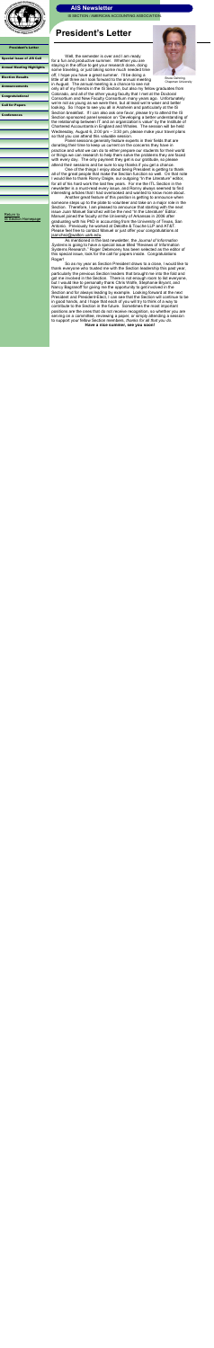# AIS Newsletter

**IS SECTION / AMERICAN ACCOUNTING ASSOCIATION**

- President's Letter
- Special Issue of JIS Call
- Annual Meeting Highlights
- Election Results
- Announcements
- Congratulations!
- Call for Papers
- Conferences

Return to IS Section Homepage

# President's Letter

Rosie Gehring
Chapman University

Well, the semester is over and I am ready for a fun and productive summer. Whether you are staying in the office to get your research done, doing some traveling, or just taking some much needed time off, I hope you have a great summer. I'll be doing a little of all three as I look forward to the annual meeting in August. The annual meeting is a chance to see not only all of my friends in the IS Section, but also my fellow graduates from Colorado, and all of the others young faculty that I met at the Doctoral Consortium and New Faculty Consortium many years ago. Unfortunately we're not as young as we were then, but at least we're wiser and better looking. So I hope to see you all in Anaheim and particularly at the IS Section breakfast. If I can also ask one favor, please try to attend the IS Section sponsored panel session on "Developing a better understanding of the relationship between IT and an organization's value" by the Institute of Chartered Accountants in England and Whales. The session will be held Wednesday, August 6, 2:00 pm – 3:30 pm, please make your travel plans so that you can attend this valuable session.

Panel sessions generally feature experts in their fields that are donating their time to keep us current on the concerns they have in practice and what we can do to either prepare our students for their world or things we can research to help them solve the problems they are faced with every day. The only payment they get is our gratitude, so please attend their sessions and be sure to say thanks if you get a chance.

One of the things I enjoy about being President is getting to thank all of the great people that make the Section function as well. On that note I would like to thank Ronny Daigle, our outgoing "In the Literature" editor, for all of his hard work the last few years. For me the IS Section in the newsletter is a must-read every issue, and Ronny always seemed to find interesting articles that I had overlooked and wanted to know more about.

Another great feature of this position is getting to announce when someone steps up to the plate to volunteer and take on a major role in the Section. Therefore, I am pleased to announce that starting with the next issue Juan Manuel Sanchez will be the new "In the Literature" Editor. Manuel joined the faculty at the University of Arkansas in 2006 after graduating with his PhD in accounting from the University of Texas, San Antonio. Previously he worked at Deloitte & Touche LLP and AT&T. Please feel free to contact Manuel or just offer your congratulations at jsanchez@walton.uark.edu

As mentioned in the last newsletter, the *Journal of Information Systems* is going to have a special issue titled "Reviews of Information Systems Research." Roger Debreceny has been selected as the editor of this special issue, look for the call for papers inside. Congratulations Roger!

So as my year as Section President draws to a close, I would like to thank everyone who trusted me with the Section leadership this past year, particularly the previous Section leaders that brought me into the fold and got me involved in the Section. There is not enough room to list everyone, but I would like to personally thank Chris Wolfe, Stephanie Bryant, and Nancy Bagranoff for giving me the opportunity to get involved in the Section and for always leading by example. Looking forward at the next President and President-Elect, I can see that the Section will continue to be in good hands, and I hope that each of you will try to think of a way to contribute to the Section in the future. Sometimes the most important positions are the ones that do not receive recognition, so whether you are serving on a committee, reviewing a paper, or simply attending a session to support your fellow Section members, thanks for all that you do.

**Have a nice summer, see you soon!**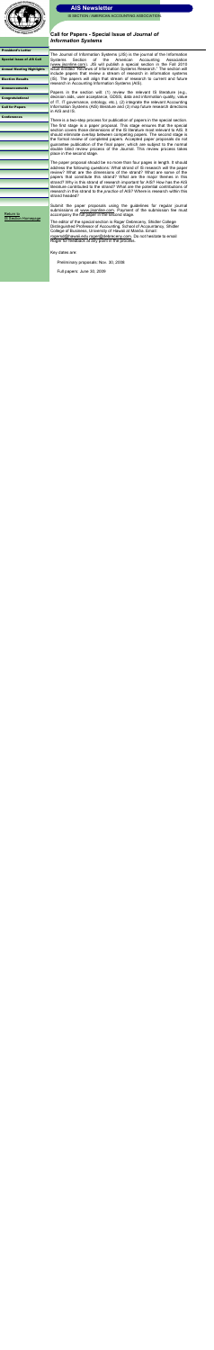# AIS Newsletter

IS SECTION / AMERICAN ACCOUNTING ASSOCIATION

- President's Letter
- Special Issue of JIS Call
- Annual Meeting Highlights
- Election Results
- Announcements
- Congratulations!
- Call for Papers
- Conferences

Return to IS Section Homepage

## Call for Papers - Special Issue of *Journal of Information Systems*

The Journal of Information Systems (JIS) is the journal of the Information Systems Section of the American Accounting Association (www.aaahq.org). JIS will publish a special section in the Fall 2010 issue entitled "Reviews of Information Systems Research." The section will include papers that review a stream of research in information systems (IS). The papers will align that stream of research to current and future research in Accounting Information Systems (AIS).

Papers in the section will: (1) review the relevant IS literature (e.g., decision aids, user acceptance, GDSS, data and information quality, value of IT, IT governance, ontology, etc.), (2) integrate the relevant Accounting Information Systems (AIS) literature and (3) map future research directions in AIS and IS.

There is a two-step process for publication of papers in the special section. The first stage is a paper proposal. This stage ensures that the special section covers those dimensions of the IS literature most relevant to AIS. It should eliminate overlap between competing papers. The second stage is the formal review of completed papers. Accepted paper proposals do not guarantee publication of the final paper, which are subject to the normal double blind review process of the Journal. This review process takes place in the second stage.

The paper proposal should be no more than four pages in length. It should address the following questions: What strand of IS research will the paper review? What are the dimensions of the strand? What are some of the papers that constitute this strand? What are the major themes in this strand? Why is this strand of research important for AIS? How has the AIS literature contributed to the strand? What are the potential contributions of research in this strand to the practice of AIS? Where is research within this strand headed?

Submit the paper proposals using the guidelines for regular journal submissions at www.jisonline.com. Payment of the submission fee must accompany the full paper in the second stage.

The editor of the special section is Roger Debreceny, Shidler College Distinguished Professor of Accounting, School of Accountancy, Shidler College of Business, University of Hawaii at Manoa. Email: rogersd@hawaii.edu roger@debreceny.com. Do not hesitate to email Roger for feedback at any point in the process.

Key dates are:

- Preliminary proposals: Nov. 30, 2008
- Full papers: June 30, 2009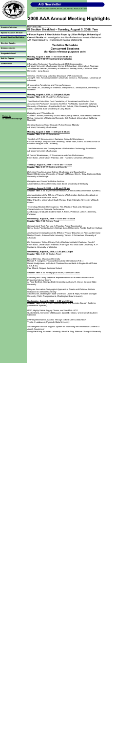AIS Newsletter

IS SECTION / AMERICAN ACCOUNTING ASSOCIATION

# 2008 AAA Annual Meeting Highlights

- President's Letter
- Special Issue of AIS Call
- Annual Meeting Highlights
- Election Results
- Announcements
- Congratulations!
- Call for Papers
- Conferences

Return to IS Section Homepage

Don't miss the.............

## IS Section Breakfast – Tuesday, August 5, 2008; 7am

**5 Forum Papers & New Scholar Paper by Jillian Phillips, University of Central Florida:** An Investigation into Non-Professional Investor Behaviors with Paper Based vs. Hyperlinked Financial Statements

### Tentative Schedule
### Concurrent Sessions
### (for quick reference purposes only)

**Monday, August 4, 2008 — 10:15 am-11:45 am**
**Session Title:** 1.24. IT Investments and Valuation

*Information Technology Investments and CEO Compensation*
Adi Masli, University of Arkansas; Vernon J. Richardson, University of Arkansas; Juan Manuel Sanchez, University of Arkansas; Rodney Smith, California State University - Long Beach

*Client vs. Vendor-only Voluntary Disclosure of IT Investments*
Jeong W. Kim, Nova Southeastern University; Vernon J. Richardson, University of Arkansas

*IT Innovation Persistence and Firm-performance*
Jee - Hae Lim, University of Waterloo; Theophanis C. Stratopoulos, University of Waterloo

**Monday, August 4, 2008 — 2:00 pm-3:30 pm**
**Session Title:** 2.26. IT and Firm Performance

*The Effects of Intel Firm Cost Correlation, IT Investment and Product Cost Accuracy On Production Decisions And Firm Profitability*: Carolyn M Callahan, University of Arkansas - Fayetteville; E Ann Gabriel, Ohio University; Rodney E Smith, California State University at Long Beach

*Budgeting and IT Investments*
Abhishek Chandra, University of Ohio Akron; Ritrup Menon, IIISB Madrid; Brandon Molina, University of California Riverside; Erik Rolland, University of California Riverside

*Creating Business Value Through IT Architecture Maturity*
Adi Masli, University of Arkansas

**Monday, August 4, 2008 — 4:00 pm-5:30 pm**
**Session Title:** 3.27. IT Governance

*The Role of IT Governance in Sarbanes Oxley Act Compliance*
Bassiou Karanja, Morgan State University; Varda Yaari, Earl G. Graves School of Business Morgan State University

*The Determinants and Consequences of Information Technology Excellence*
Adi Masli, University of Arkansas

*IT Control Weaknesses, IT Governance and Firm Performance*
Efrim Boritz, University of Waterloo; Jee - Hae Lim, University of Waterloo

**Tuesday, August 5, 2008 — 10:15 am-11:45 am**
**Session Title:** 4.31. IT Control and Security

*Detecting Fraud in Journal Entries: Challenges and Opportunities*
Roger S Debreceny, University of Hawai'i at Manoa; Glen L. Gray, California State University at Northridge

*Deception and Control in Online Auctions*
Alexei Nikitkov, Brock University; Dan Stone, University of Kentucky

**Tuesday, August 5, 2008 — 4:00 pm-5:30 pm**
**Session Title:** 6.34. Experimental Research, Field Studies (Information Systems)

*An Investigation of the Effects of Framing of Information Systems Feedback on Performance in Production Tasks*
Uday S Murthy, University of South Florida; Brad A Schafer, University of South Florida

*Technology Mediated Interruptions: The Effects of Task and Interruption Characteristics on Financial Performance*
Adi Basoglu, Graduate Student; Mark A. Fuller, Professor; John T. Sweeney, Professor

**Wednesday, August 6, 2008 — 10:15 am-11:45 am**
**Session Title:** 7.34. Privacy, Fraud

*Computerized Tools For Use in Proactive Fraud Examination*
Gary J Cook, Florida Southern College; Lynn H Clements, Florida Southern College

*An Empirical Investigation of the Effect of Privacy Breaches on Firm Market Value*
Marilyn Prosch, Arizona State University; Vernon J. Richardson, University of Arkansas

*Do Companies' Online Privacy Policy Disclosures Match Customer Needs?*
Efrim Boritz, University of Waterloo; Won Gyun No, Iowa State University; R. P. Sundarraj, University of Waterloo

**Wednesday, August 6, 2008 — 2:00 pm-3:30 pm**
**Session Title:** 8.31. IS Section Panel

Bruce Behn/ng, Chapman University
Michael P. Cangemi, Financial Executives International (F.E.I.)
Robert Hodgkinson, Institute of Chartered Accountants In England And Wales (I.C.A.E.W.)
Paul Warren, Rutgers Business School

**Session Title:** 8.32. Pedagogical Issues, classroom cases

*Extending and Using Graphical Representations of Business Processes in Evaluating Internal Control*
A. Faye Borthick, Georgia State University; Anthony O. Vance, Georgia State University

*Using an Innovative Pedagogical Approach to Create and Enhance Intrinsic Motivation to Stimulate Learning*
Sine H Chen, Washington State University; Laurie E Hays, Western Michigan University; Robin Trangsdaeurd, Washington State University

**Wednesday, August 6, 2008 — 4:00 pm-5:30 pm**
**Session Title:** 9.28. System Implementation and Decision Support Systems (Information Systems)

*RFID, Highly Visible Supply Chains, and the ABRL-SCO*
Guido Geerts, University of Delaware; Daniel E. Oleary, University of Southern California

*ERP Implementation Success Through IT/End User Collaboration*
Yvette J. Lazdowski, Plymouth State University

*An Intelligent Decision Support System for Examining the Information Content of Assets Impairment*
Wang Wei Kang, Yuanzen University; Wen Kai Ting, National Chengchi University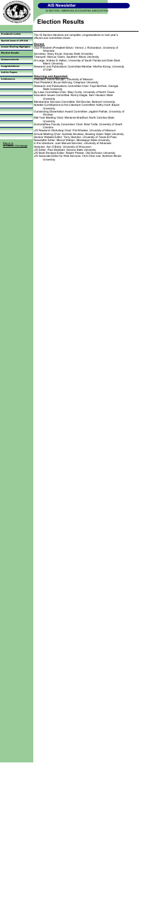# Election Results

The IS Section elections are complete; congratulations to next year's officers and committee chairs:

**Elected:**

Vice President (President-Elect): Vernon J. Richardson, University of Arkansas
Secretary: Stacy Kovar, Kansas State University
Treasurer: Marcus Odom, Southern Illinois University
At-Large: Andrea S. Kelton, University of South Florida and Dale Steel, Illiams University
Research and Publications Committee Member: Martha Eining, University of Utah

**Returning and Appointed:**

President: Elaine Mauldin, University of Missouri
Past-President: Bruce Behrning, Chapman University
Research and Publications Committee Chair: Faye Borthick, Georgia State University
By-Laws Committee Chair: Mary Curtis, University of North Texas
Education Issues Committee Chair: Ronny Daigle, Sam Houston State University
Membership Services Committee: Del DeVries, Belmont University
Notable Contributions to the Literature Committee: Kathy Hurtt, Baylor University
Outstanding Dissertation Award Committee: Jagdish Pathak, University of Windsor
Mid-Year Meeting Chair: Marianne Bradford, North Carolina State University
Doctoral/New Faculty Consortium Chair: Brad Tuttle, University of South Carolina
JIS Research Workshop Chair: Pat Wheeler, University of Missouri
Annual Meeting Chair: Andreas Nicolaou, Bowling Green State University
Section Website Editor: Terry Skordon, University of Texas-El Paso
Newsletter Editor: Marcia Watson, Mississippi State University
In the Literature: Juan Manuel Sanchez, University of Arkansas
Historian: Ann O'Brien, University of Wisconsin
JIS Editor: Paul Steinbart, Arizona State University
JIS Book Reviews Editor: Robert Pinsker, Old Dominion University
JIS Associate Editor for Web Services: Chih-Chen Lee, Northern Illinois University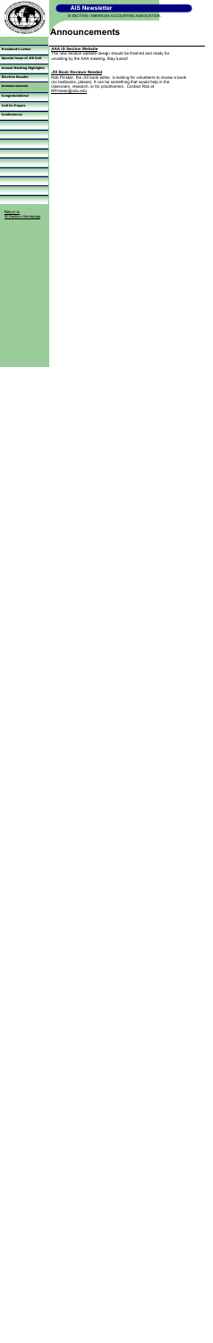AIS Newsletter

IS SECTION / AMERICAN ACCOUNTING ASSOCIATION

# Announcements

- President's Letter
- Special Issue of JIS Call
- Annual Meeting Highlights
- Election Results
- Announcements
- Congratulations!
- Call for Papers
- Conferences

Return to IS Section Homepage

## AAA IS Section Website

The new Section website design should be finished and ready for unveiling by the AAA meeting. Stay tuned!

## JIS Book Reviews Needed

Rob Pinsker, the JIS book editor, is looking for volunteers to review a book (no textbooks, please). It can be something that would help in the classroom, research, or for practitioners. Contact Rob at RPinsker@odu.edu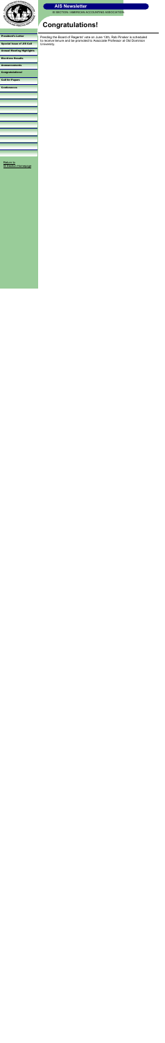AIS Newsletter

IS SECTION / AMERICAN ACCOUNTING ASSOCIATION

- President's Letter
- Special Issue of JIS Call
- Annual Meeting Highlights
- Elections Results
- Announcements
- Congratulations!
- Call for Papers
- Conferences

Return to IS Section Homepage

# Congratulations!

Pending the Board of Regents' vote on June 13th, Rob Pinsker is scheduled to receive tenure and be promoted to Associate Professor at Old Dominion University.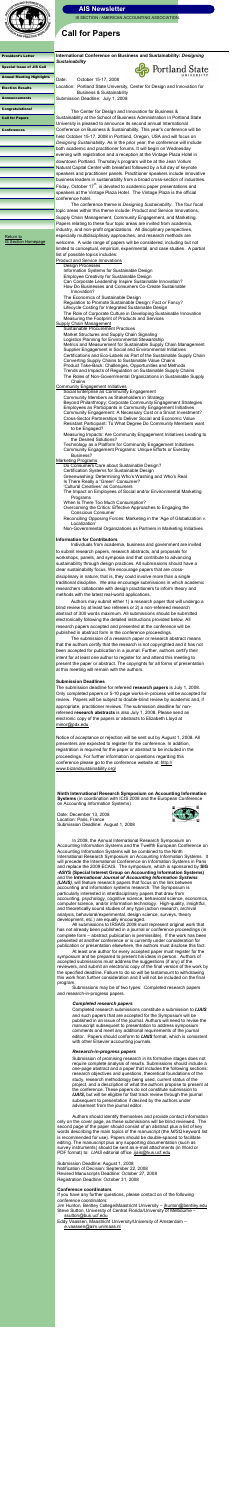# AIS Newsletter

IS SECTION / AMERICAN ACCOUNTING ASSOCIATION

# Call for Papers

- President's Letter
- Special Issue of JIS Call
- Annual Meeting Highlights
- Election Results
- Announcements
- Congratulations!
- Call for Papers
- Conferences

Return to IS Section Homepage

## International Conference on Business and Sustainability: *Designing Sustainability*

Portland State UNIVERSITY

Date: October 15-17, 2008

Location: Portland State University, Center for Design and Innovation for Business & Sustainability

Submission Deadline: July 1, 2008

The Center for Design and Innovation for Business & Sustainability at the School of Business Administration in Portland State University is pleased to announce its second annual International Conference on Business & Sustainability. This year's conference will be held October 15-17, 2008 in Portland, Oregon, USA and will focus on *Designing Sustainability*. As in the prior year, the conference will include both academic and practitioner forums. It will begin on Wednesday evening with registration and a reception at the Vintage Plaza Hotel in downtown Portland. Thursday's program will be at the Jean Vollum Natural Capital Center with breakfast followed by a full day of keynote speakers and practitioner panels. Practitioner speakers include innovative business leaders in sustainability from a broad cross-section of industries. Friday, October 17[th], is devoted to academic paper presentations and speakers at the Vintage Plaza Hotel. The Vintage Plaza is the official conference hotel.

The conference theme is *Designing Sustainability*. The four focal topic areas within this theme include: Product and Service Innovations, Supply Chain Management, Community Engagement, and Marketing. Papers relating to these four topic areas are invited from academia, industry, and non-profit organizations. All disciplinary perspectives, especially multidisciplinary approaches, and research methods are welcome. A wide range of papers will be considered, including but not limited to conceptual, empirical, experimental, and case studies. A partial list of possible topics includes:

Product and Service Innovations
- Design Innovation
- Information Systems for Sustainable Design
- Employee Creativity for Sustainable Design
- Can Corporate Leadership Inspire Sustainable Innovation?
- How Do Businesses and Consumers Co-Create Sustainable Innovation?
- The Economics of Sustainable Design
- Regulation to Promote Sustainable Design: Fact or Fancy?
- Lifecycle Costing for Integrated Sustainable Design
- The Role of Corporate Culture in Developing Sustainable Innovation
- Measuring the Footprint of Products and Services

Supply Chain Management
- Sustainable Procurement Practices
- Market Structures and Supply Chain Signaling
- Logistics Planning for Environmental Stewardship
- Metrics and Measurement for Sustainable Supply Chain Management
- Supplier Engagement in Social and Environmental Initiatives
- Certifications and Eco-labels as Part of the Sustainable Supply Chain
- Converting Supply Chains to Sustainable Value Chains
- Product Take-back: Challenges, Opportunities and Methods
- Trends and Impacts of Regulation on Sustainable Supply Chains
- The Roles of Non-Governmental Organizations in Sustainable Supply Chains

Community Engagement Initiatives
- Social Enterprise as Community Engagement
- Community Members as Stakeholders in Strategy
- Beyond Philanthropy: Corporate Community Engagement Strategies
- Employees as Participants in Community Engagement Initiatives
- Community Engagement: A Necessary Cost or a Smart Investment?
- Cross-Sector Partnerships to Deliver Social and Economic Value
- Resistant Participant: To What Degree Do Community Members want to be Engaged?
- Measuring Impacts: Are Community Engagement Initiatives Leading to the Desired Outcomes?
- Technology as a Platform for Community Engagement Initiatives
- Community Engagement Programs: Unique Efforts or Everyday Business?

Marketing Programs
- Do Consumers Care about Sustainable Design?
- Certification Systems for Sustainable Design
- Greenwashing: Determining Who's Watching and Who's Real
- Is There Really a "Green" Consumer?
- Cultural Creatives' as Consumers
- The Impact on Employees of Social and/or Environmental Marketing Programs
- What Is There Too Much Consumption?
- Overcoming the Critics: Effective Approaches to Engaging the 'Conscious Consumer'
- Reconciling Opposing Forces: Marketing in the 'Age of Globalization + Localization'
- Non-Governmental Organizations as Partners in Marketing Initiatives

### Information for Contributors

Individuals from academia, business and government are invited to submit research papers, research abstracts, and proposals for workshops, panels, and symposia and that contribute to advancing sustainability through design practices. All submissions should have a clear sustainability focus. We encourage papers that are cross-disciplinary in nature; that is, they could involve more than a single traditional discipline. We also encourage submissions in which academic researchers collaborate with design practitioners to inform theory and methods with the latest real-world applications.

Submissions should be either 1) a research paper that will undergo a blind review by at least two referees or 2) a non-refereed research abstract of 300 words maximum. All submissions should be submitted electronically following the detailed instructions provided below. All research papers accepted and presented at the conference will be published in abstract form in the conference proceedings.

The submission of a research paper or research abstract means that the authors certify that the research is not copyrighted and it has not been accepted for publication in a journal. Further, authors certify that at least one author will register for and attend the conference meeting to present the paper or abstract. The copyrights for all forms of presentation at this meeting will remain with the authors.

### Submission Deadlines

The submission deadline for refereed **research papers** is July 1, 2008. Only completed papers (< 8-10 page and up) papers will be accepted for review. Papers will be subject to double-blind review by academic and, if appropriate, practitioner reviews. The submission deadline for non-refereed **research abstracts** is also July 1, 2008. Please send an electronic copy of the papers or abstracts to Elizabeth Lloyd at mmor@pdx.edu.

Notice of acceptance or rejection will be sent out by August 1, 2008. All presenters are expected to register for the conference. In addition, registration is required for the paper or abstract to be included in the proceedings. For further information or questions regarding this conference please go to the conference website at: www.pdx.edu/businesssustainability.com

## Ninth International Research Symposium on Accounting Information Systems (in coordination with ICIS 2008 and the European Conference on Accounting Information Systems)

Date: December 13, 2008

Location: Paris, France

Submission Deadline: August 1, 2008

In 2008, the Annual International Research Symposium on Accounting Information Systems and the Twelfth European Conference on Accounting Information Systems will be combined to the Ninth International Research Symposium on Accounting Information Systems. It will precede the International Conference on Information Systems in Paris and reprise the IRSAIS format. The symposium, which is sponsored by **SIG -ASYS (Special Interest Group on Accounting Information Systems)** and the ***International Journal of Accounting Information Systems (IJAIS)***, will feature research papers that focus on the link between accounting and information systems research. The Symposium is particularly interested in interdisciplinary papers that draw from accounting, psychology, cognitive science, behavioural science, economics, computer science, and/or information technology. High-quality, insightful, and theoretically sound studies of any type (archival research, archival analysis, behavioral/experimental, design science, surveys, theory development, etc.) are equally encouraged.

All submissions to ISAIS 2008 must represent original work that has not already been published in a journal or conference proceedings (a complete form – abstract publication is permissible). If the work has been presented at another conference or is currently under consideration for publication or presentation elsewhere, the authors must disclose this fact. At least one author for every accepted paper must register for the symposium and be prepared to present the ideas in person. Authors of accepted submissions must address the suggestions (if any) of the reviewers, and submit an electronic copy of the final version of the work by the specified deadline. Failure to do so will lead to the submission's removal from the program.

Submissions may be of two types: Completed research papers and research-in-progress papers.

#### *Completed research papers*

Completed research submissions constitute a submission to *IJAIS* and such papers that are accepted for the Symposium will be published in an issue of the journal. Authors will need to revise the manuscript subsequent to presentation to address symposium comments and meet any additional requirements of the journal editor. Papers should conform to *IJAIS* format, which is consistent with other Elsevier accounting journals.

#### *Research-in-progress papers*

Submission of promising research in its formative stages does not require complete analysis of results. Submissions should include a one-page abstract and a paper that includes the following sections: research objectives and questions; theoretical foundations of the study; research methodology being used; current status of the project; and a description of what the authors propose to present at the conference. These papers do not constitute submission to *IJAIS*, but will be eligible for fast track review through the journal subsequent to presentation if desired by the authors under advisement from the journal editor.

Authors should identify themselves and provide contact information only on the cover page, as these submissions will be blind reviewed. The second page of the paper should consist of an abstract plus a list of key words describing the main topic of the manuscript (the MISQ keyword list is recommended for use). Papers should be double-spaced to facilitate editing. The manuscript plus any supporting documentation (such as survey instruments) should be sent as e-mail attachments (in Word or PDF format) to: *IJAIS* editorial office: ijais@bus.ucf.edu

Submission Deadline: August 1, 2008

Notification of Decision: September 22, 2008

Revised Manuscripts Deadline: October 27, 2008

Registration Deadline: October 31, 2008

#### **Conference coordinators**

If you have any further questions, please contact on of the following conference coordinators:

Jim Hunton, Bentley College/Maastricht University – jhunton@bentley.edu

Steve Sutton, University of Central Florida/University of Maastricht – ssutton@bus.ucf.edu

Sally Vaassen, Maastricht University/University of Amsterdam – e.vaassen@ami.unimaas.nl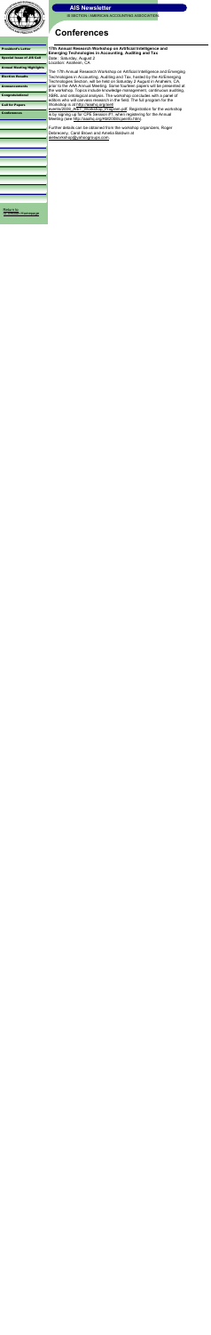# AIS Newsletter

IS SECTION / AMERICAN ACCOUNTING ASSOCIATION

## Conferences

- President's Letter
- Special Issue of JIS Call
- Annual Meeting Highlights
- Election Results
- Announcements
- Congratulations!
- Call for Papers
- Conferences

**17th Annual Research Workshop on Artificial Intelligence and Emerging Technologies in Accounting, Auditing and Tax**

Date: Saturday, August 2
Location: Anaheim, CA

The 17th Annual Research Workshop on Artificial Intelligence and Emerging Technologies in Accounting, Auditing and Tax, hosted by the AI/Emerging Technologies Section, will be held on Saturday 2 August in Anaheim, CA prior to the AAA Annual Meeting. Some fourteen papers will be presented at the workshop. Topics include knowledge management, continuous auditing, XBRL and ontological analysis. The workshop concludes with a panel of editors who will canvass research in the field. The full program for the Workshop is at http://aaahq.org/aiet/events/2008_AIET_Workshop_Program.pdf. Registration for the workshop is by signing up for CPE Session #1, when registering for the Annual Meeting (see http://aaahq.org/AM2008/opentb.htm).

Further details can be obtained from the workshop organizers, Roger Debreceny, Carol Brown and Amelia Baldwin at aietworkshop@yahoogroups.com.

Return to
IS Section Homepage